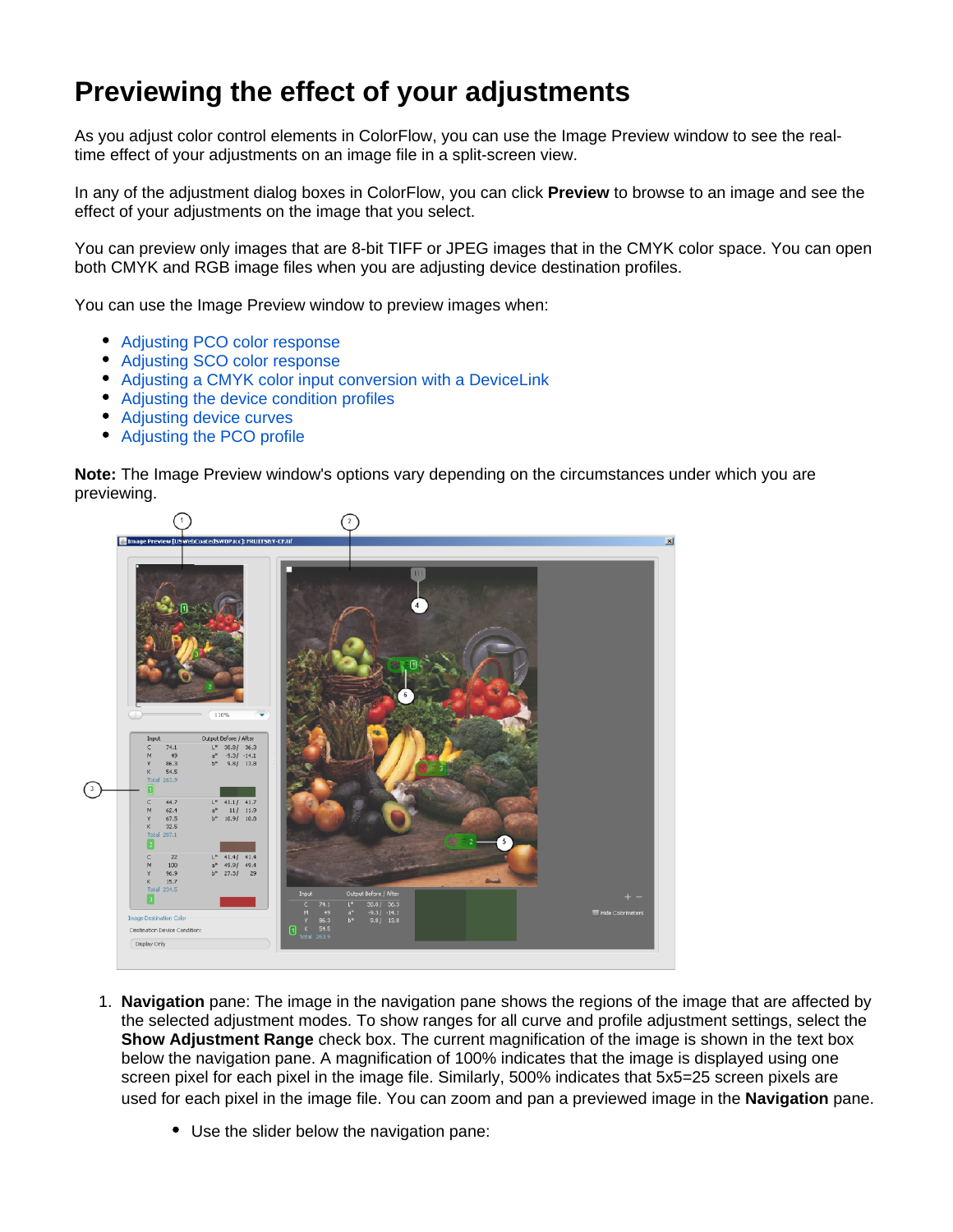# Previewing the effect of your adjustments

As you adjust color control elements in ColorFlow, you can use the Image Preview window to see the real-time effect of your adjustments on an image file in a split-screen view.

In any of the adjustment dialog boxes in ColorFlow, you can click **Preview** to browse to an image and see the effect of your adjustments on the image that you select.

You can preview only images that are 8-bit TIFF or JPEG images that in the CMYK color space. You can open both CMYK and RGB image files when you are adjusting device destination profiles.

You can use the Image Preview window to preview images when:

- Adjusting PCO color response
- Adjusting SCO color response
- Adjusting a CMYK color input conversion with a DeviceLink
- Adjusting the device condition profiles
- Adjusting device curves
- Adjusting the PCO profile

**Note:** The Image Preview window's options vary depending on the circumstances under which you are previewing.

1. **Navigation** pane: The image in the navigation pane shows the regions of the image that are affected by the selected adjustment modes. To show ranges for all curve and profile adjustment settings, select the **Show Adjustment Range** check box. The current magnification of the image is shown in the text box below the navigation pane. A magnification of 100% indicates that the image is displayed using one screen pixel for each pixel in the image file. Similarly, 500% indicates that 5x5=25 screen pixels are used for each pixel in the image file. You can zoom and pan a previewed image in the **Navigation** pane.
   - Use the slider below the navigation pane: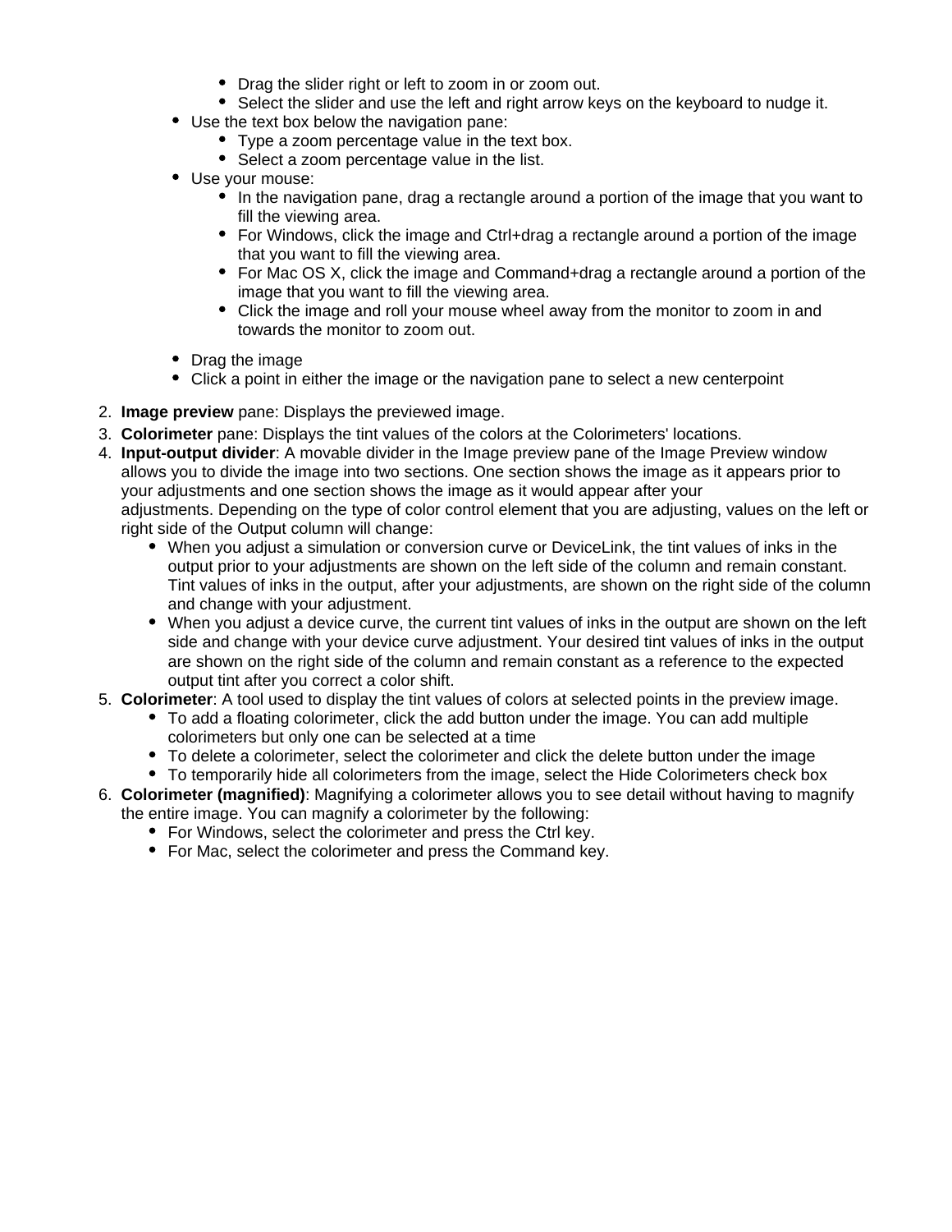- Drag the slider right or left to zoom in or zoom out.
        - Select the slider and use the left and right arrow keys on the keyboard to nudge it.
    - Use the text box below the navigation pane:
        - Type a zoom percentage value in the text box.
        - Select a zoom percentage value in the list.
    - Use your mouse:
        - In the navigation pane, drag a rectangle around a portion of the image that you want to fill the viewing area.
        - For Windows, click the image and Ctrl+drag a rectangle around a portion of the image that you want to fill the viewing area.
        - For Mac OS X, click the image and Command+drag a rectangle around a portion of the image that you want to fill the viewing area.
        - Click the image and roll your mouse wheel away from the monitor to zoom in and towards the monitor to zoom out.
    - Drag the image
    - Click a point in either the image or the navigation pane to select a new centerpoint

2. **Image preview** pane: Displays the previewed image.
3. **Colorimeter** pane: Displays the tint values of the colors at the Colorimeters' locations.
4. **Input-output divider**: A movable divider in the Image preview pane of the Image Preview window allows you to divide the image into two sections. One section shows the image as it appears prior to your adjustments and one section shows the image as it would appear after your adjustments. Depending on the type of color control element that you are adjusting, values on the left or right side of the Output column will change:
    - When you adjust a simulation or conversion curve or DeviceLink, the tint values of inks in the output prior to your adjustments are shown on the left side of the column and remain constant. Tint values of inks in the output, after your adjustments, are shown on the right side of the column and change with your adjustment.
    - When you adjust a device curve, the current tint values of inks in the output are shown on the left side and change with your device curve adjustment. Your desired tint values of inks in the output are shown on the right side of the column and remain constant as a reference to the expected output tint after you correct a color shift.
5. **Colorimeter**: A tool used to display the tint values of colors at selected points in the preview image.
    - To add a floating colorimeter, click the add button under the image. You can add multiple colorimeters but only one can be selected at a time
    - To delete a colorimeter, select the colorimeter and click the delete button under the image
    - To temporarily hide all colorimeters from the image, select the Hide Colorimeters check box
6. **Colorimeter (magnified)**: Magnifying a colorimeter allows you to see detail without having to magnify the entire image. You can magnify a colorimeter by the following:
    - For Windows, select the colorimeter and press the Ctrl key.
    - For Mac, select the colorimeter and press the Command key.